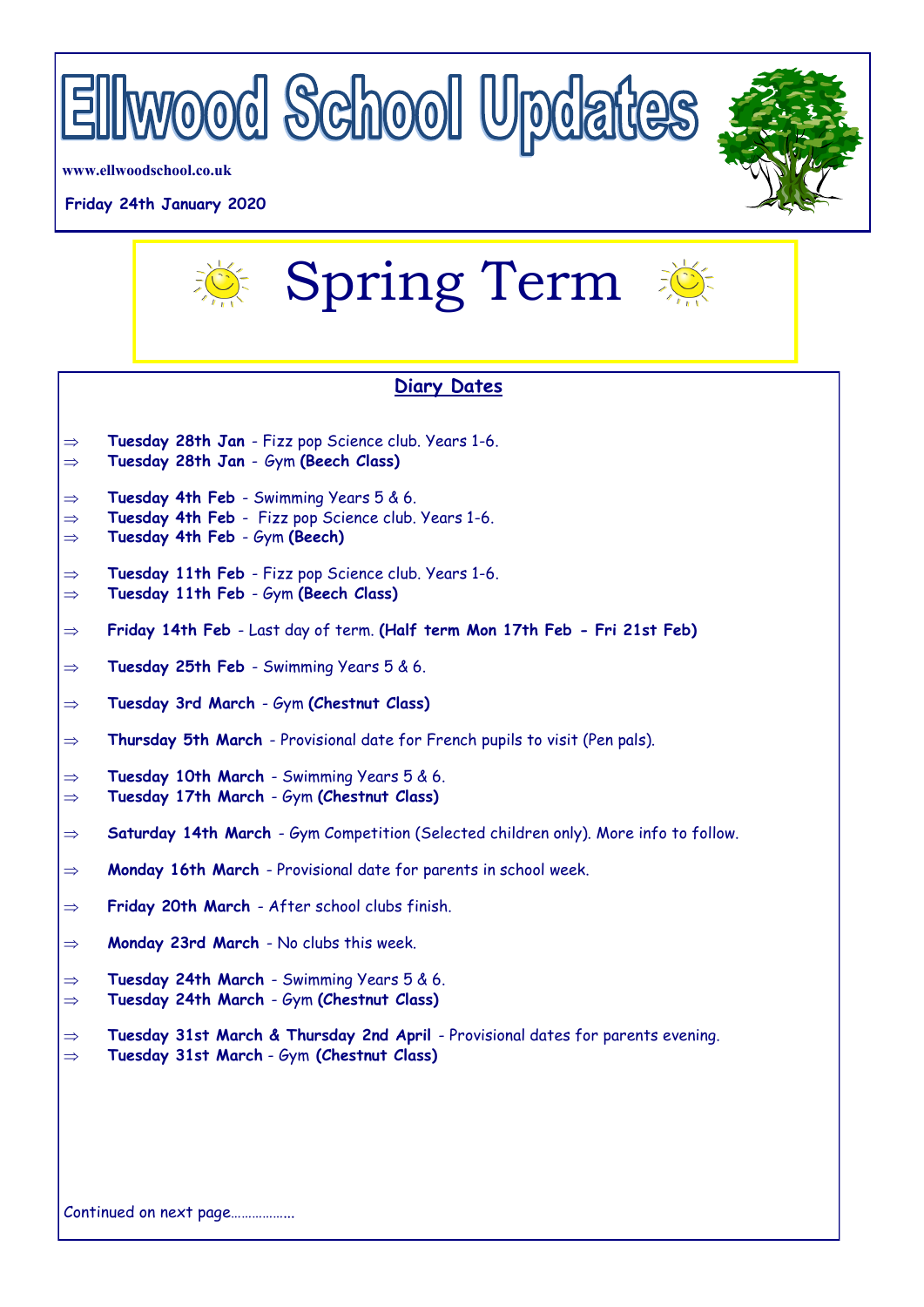# Ellwood School Updates

www.ellwoodschool.co.uk

**Friday 24th January 2020**

# Spring Term

## Diary Dates

- ⇒ **Tuesday 28th Jan** - Fizz pop Science club. Years 1-6.
- ⇒ **Tuesday 28th Jan** - Gym **(Beech Class)**

- ⇒ **Tuesday 4th Feb** - Swimming Years 5 & 6.
- ⇒ **Tuesday 4th Feb** - Fizz pop Science club. Years 1-6.
- ⇒ **Tuesday 4th Feb** - Gym **(Beech)**

- ⇒ **Tuesday 11th Feb** - Fizz pop Science club. Years 1-6.
- ⇒ **Tuesday 11th Feb** - Gym **(Beech Class)**

- ⇒ **Friday 14th Feb** - Last day of term. **(Half term Mon 17th Feb - Fri 21st Feb)**

- ⇒ **Tuesday 25th Feb** - Swimming Years 5 & 6.

- ⇒ **Tuesday 3rd March** - Gym **(Chestnut Class)**

- ⇒ **Thursday 5th March** - Provisional date for French pupils to visit (Pen pals).

- ⇒ **Tuesday 10th March** - Swimming Years 5 & 6.
- ⇒ **Tuesday 17th March** - Gym **(Chestnut Class)**

- ⇒ **Saturday 14th March** - Gym Competition (Selected children only). More info to follow.

- ⇒ **Monday 16th March** - Provisional date for parents in school week.

- ⇒ **Friday 20th March** - After school clubs finish.

- ⇒ **Monday 23rd March** - No clubs this week.

- ⇒ **Tuesday 24th March** - Swimming Years 5 & 6.
- ⇒ **Tuesday 24th March** - Gym **(Chestnut Class)**

- ⇒ **Tuesday 31st March & Thursday 2nd April** - Provisional dates for parents evening.
- ⇒ **Tuesday 31st March** - Gym **(Chestnut Class)**

Continued on next page……………...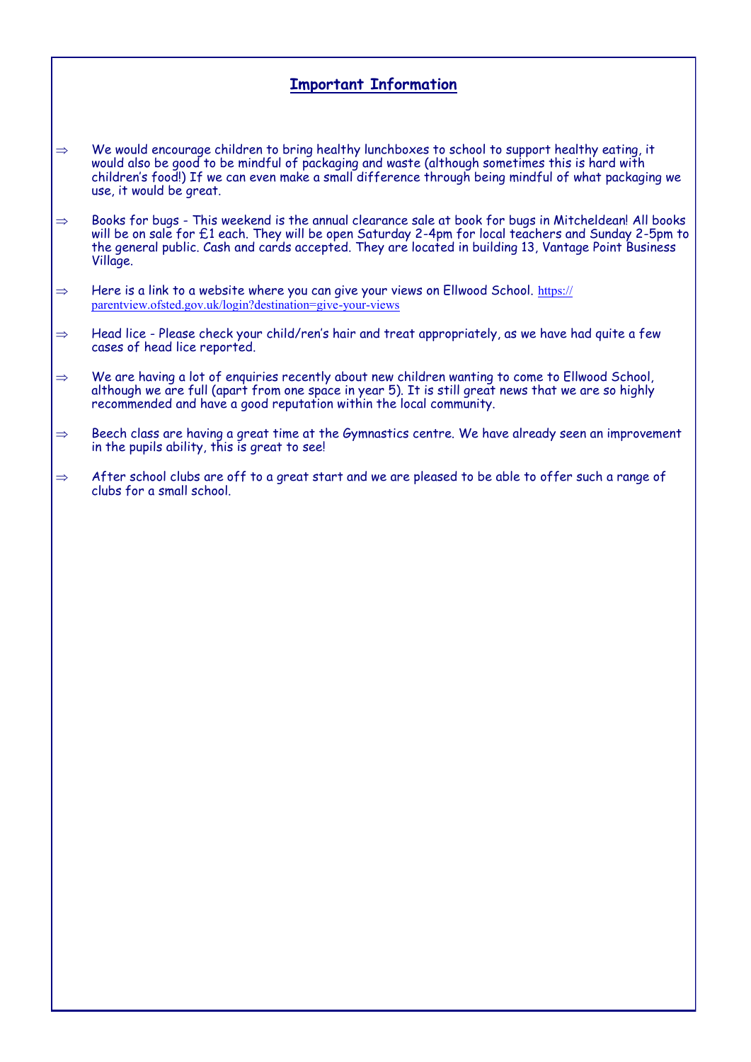## Important Information

- ⇒ We would encourage children to bring healthy lunchboxes to school to support healthy eating, it would also be good to be mindful of packaging and waste (although sometimes this is hard with children's food!) If we can even make a small difference through being mindful of what packaging we use, it would be great.

- ⇒ Books for bugs - This weekend is the annual clearance sale at book for bugs in Mitcheldean! All books will be on sale for £1 each. They will be open Saturday 2-4pm for local teachers and Sunday 2-5pm to the general public. Cash and cards accepted. They are located in building 13, Vantage Point Business Village.

- ⇒ Here is a link to a website where you can give your views on Ellwood School. https://parentview.ofsted.gov.uk/login?destination=give-your-views

- ⇒ Head lice - Please check your child/ren's hair and treat appropriately, as we have had quite a few cases of head lice reported.

- ⇒ We are having a lot of enquiries recently about new children wanting to come to Ellwood School, although we are full (apart from one space in year 5). It is still great news that we are so highly recommended and have a good reputation within the local community.

- ⇒ Beech class are having a great time at the Gymnastics centre. We have already seen an improvement in the pupils ability, this is great to see!

- ⇒ After school clubs are off to a great start and we are pleased to be able to offer such a range of clubs for a small school.